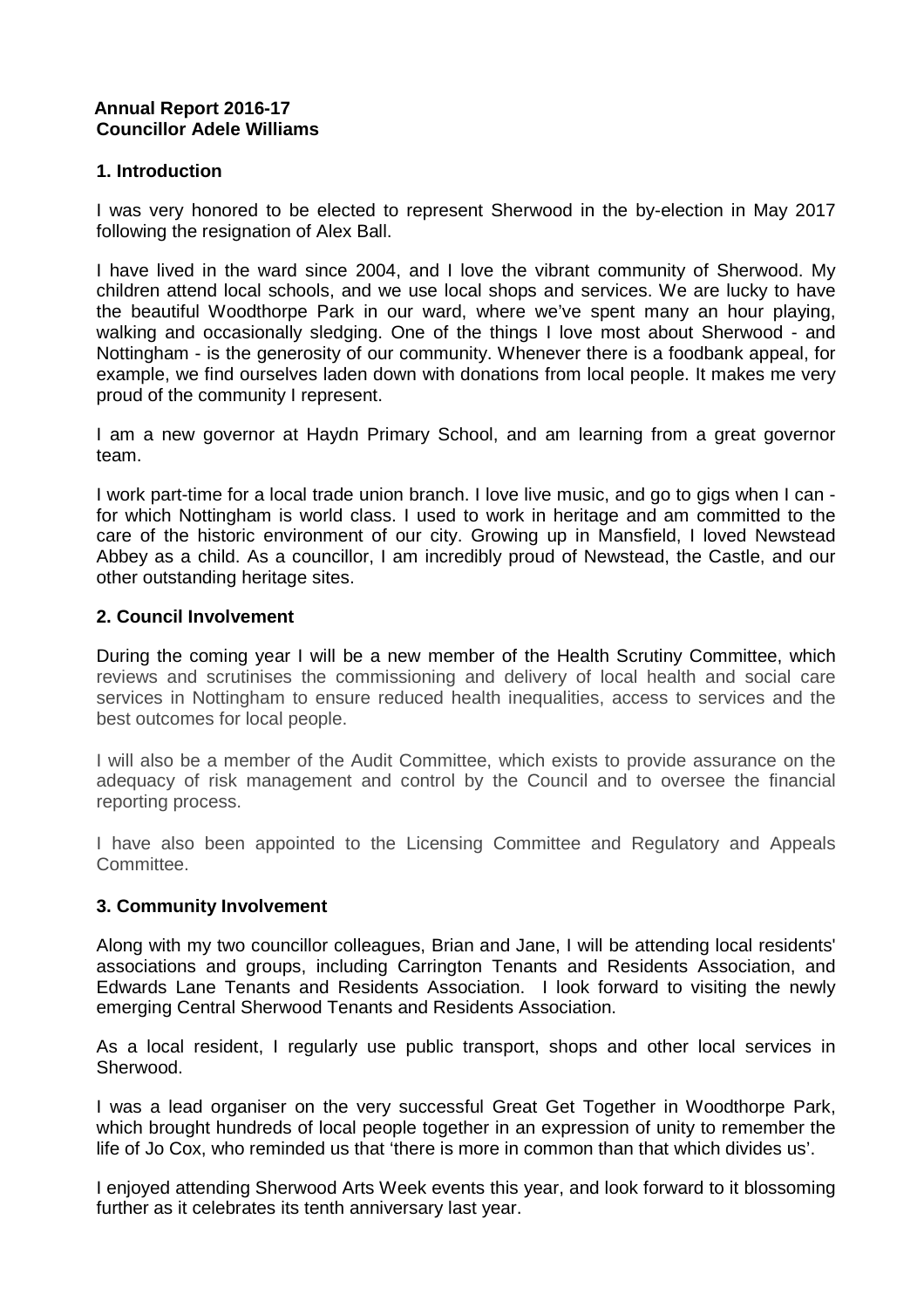**Annual Report 2016-17**
**Councillor Adele Williams**

## 1. Introduction

I was very honored to be elected to represent Sherwood in the by-election in May 2017 following the resignation of Alex Ball.

I have lived in the ward since 2004, and I love the vibrant community of Sherwood. My children attend local schools, and we use local shops and services. We are lucky to have the beautiful Woodthorpe Park in our ward, where we've spent many an hour playing, walking and occasionally sledging. One of the things I love most about Sherwood - and Nottingham - is the generosity of our community. Whenever there is a foodbank appeal, for example, we find ourselves laden down with donations from local people. It makes me very proud of the community I represent.

I am a new governor at Haydn Primary School, and am learning from a great governor team.

I work part-time for a local trade union branch. I love live music, and go to gigs when I can - for which Nottingham is world class. I used to work in heritage and am committed to the care of the historic environment of our city. Growing up in Mansfield, I loved Newstead Abbey as a child. As a councillor, I am incredibly proud of Newstead, the Castle, and our other outstanding heritage sites.

## 2. Council Involvement

During the coming year I will be a new member of the Health Scrutiny Committee, which reviews and scrutinises the commissioning and delivery of local health and social care services in Nottingham to ensure reduced health inequalities, access to services and the best outcomes for local people.

I will also be a member of the Audit Committee, which exists to provide assurance on the adequacy of risk management and control by the Council and to oversee the financial reporting process.

I have also been appointed to the Licensing Committee and Regulatory and Appeals Committee.

## 3. Community Involvement

Along with my two councillor colleagues, Brian and Jane, I will be attending local residents' associations and groups, including Carrington Tenants and Residents Association, and Edwards Lane Tenants and Residents Association. I look forward to visiting the newly emerging Central Sherwood Tenants and Residents Association.

As a local resident, I regularly use public transport, shops and other local services in Sherwood.

I was a lead organiser on the very successful Great Get Together in Woodthorpe Park, which brought hundreds of local people together in an expression of unity to remember the life of Jo Cox, who reminded us that 'there is more in common than that which divides us'.

I enjoyed attending Sherwood Arts Week events this year, and look forward to it blossoming further as it celebrates its tenth anniversary last year.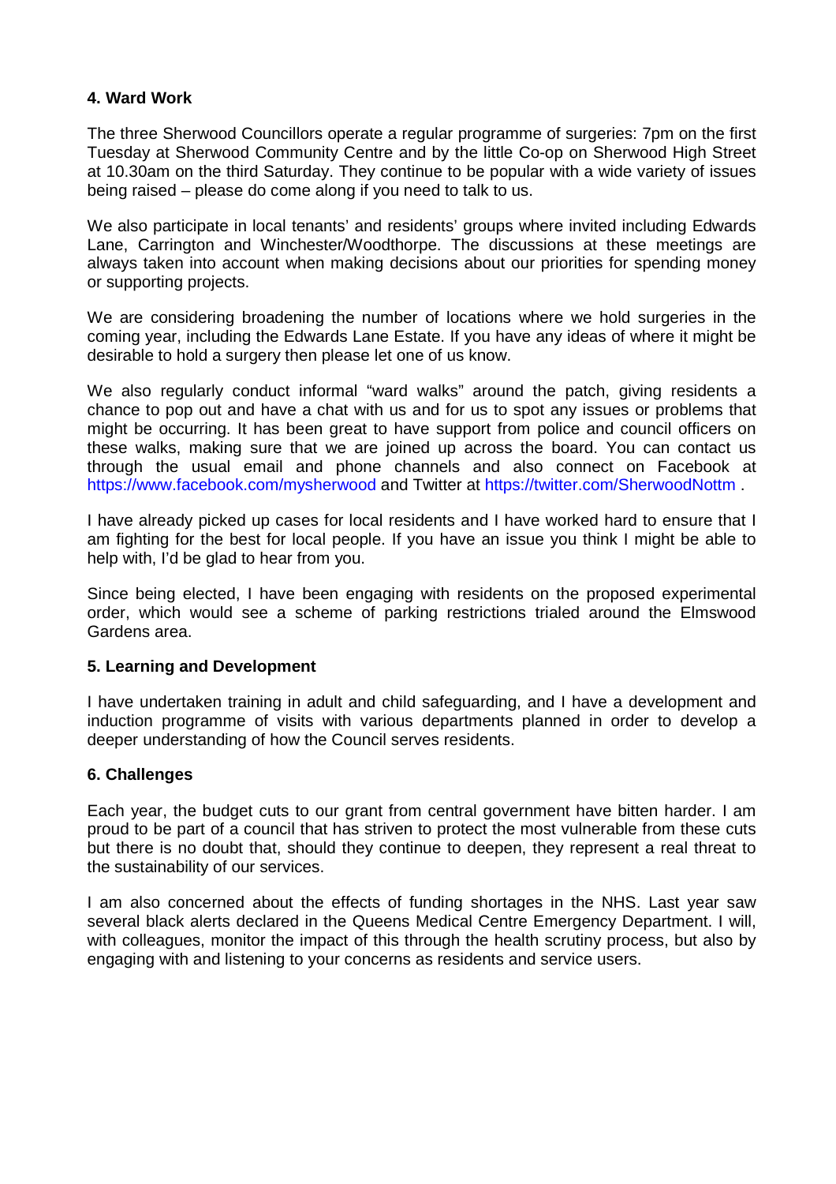## 4. Ward Work

The three Sherwood Councillors operate a regular programme of surgeries: 7pm on the first Tuesday at Sherwood Community Centre and by the little Co-op on Sherwood High Street at 10.30am on the third Saturday. They continue to be popular with a wide variety of issues being raised – please do come along if you need to talk to us.

We also participate in local tenants' and residents' groups where invited including Edwards Lane, Carrington and Winchester/Woodthorpe. The discussions at these meetings are always taken into account when making decisions about our priorities for spending money or supporting projects.

We are considering broadening the number of locations where we hold surgeries in the coming year, including the Edwards Lane Estate. If you have any ideas of where it might be desirable to hold a surgery then please let one of us know.

We also regularly conduct informal "ward walks" around the patch, giving residents a chance to pop out and have a chat with us and for us to spot any issues or problems that might be occurring. It has been great to have support from police and council officers on these walks, making sure that we are joined up across the board. You can contact us through the usual email and phone channels and also connect on Facebook at https://www.facebook.com/mysherwood and Twitter at https://twitter.com/SherwoodNottm .

I have already picked up cases for local residents and I have worked hard to ensure that I am fighting for the best for local people. If you have an issue you think I might be able to help with, I'd be glad to hear from you.

Since being elected, I have been engaging with residents on the proposed experimental order, which would see a scheme of parking restrictions trialed around the Elmswood Gardens area.

## 5. Learning and Development

I have undertaken training in adult and child safeguarding, and I have a development and induction programme of visits with various departments planned in order to develop a deeper understanding of how the Council serves residents.

## 6. Challenges

Each year, the budget cuts to our grant from central government have bitten harder. I am proud to be part of a council that has striven to protect the most vulnerable from these cuts but there is no doubt that, should they continue to deepen, they represent a real threat to the sustainability of our services.

I am also concerned about the effects of funding shortages in the NHS. Last year saw several black alerts declared in the Queens Medical Centre Emergency Department. I will, with colleagues, monitor the impact of this through the health scrutiny process, but also by engaging with and listening to your concerns as residents and service users.